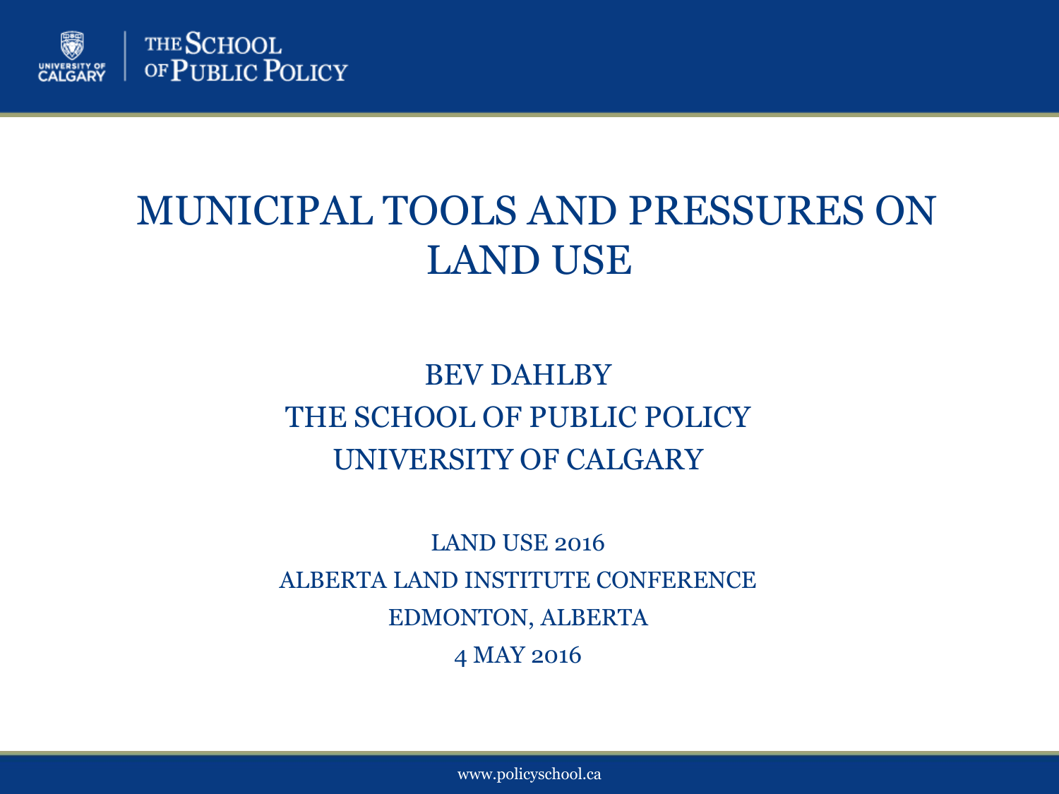# MUNICIPAL TOOLS AND PRESSURES ON LAND USE

BEV DAHLBY
THE SCHOOL OF PUBLIC POLICY
UNIVERSITY OF CALGARY

LAND USE 2016
ALBERTA LAND INSTITUTE CONFERENCE
EDMONTON, ALBERTA
4 MAY 2016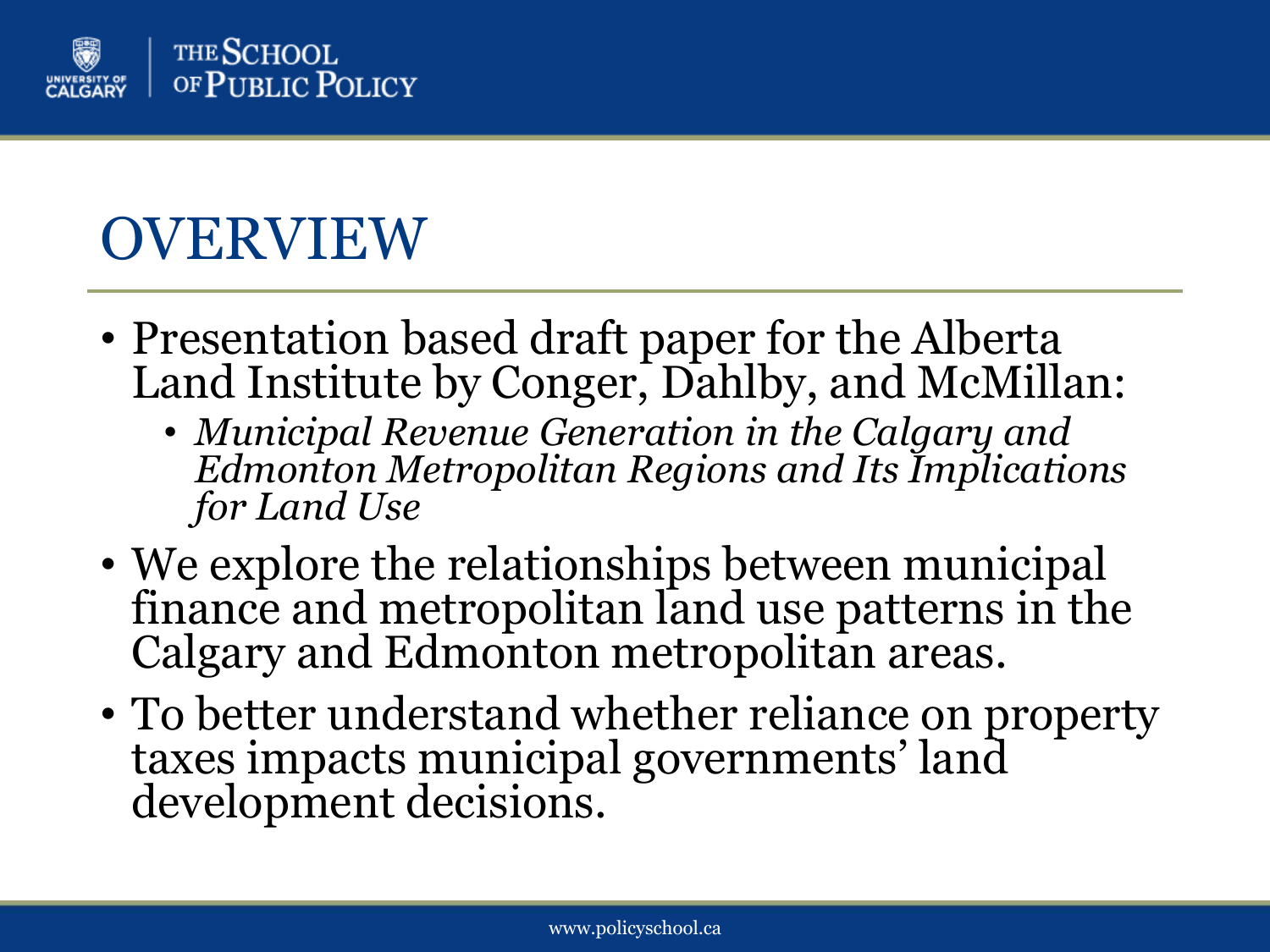# OVERVIEW

- Presentation based draft paper for the Alberta Land Institute by Conger, Dahlby, and McMillan:
  - *Municipal Revenue Generation in the Calgary and Edmonton Metropolitan Regions and Its Implications for Land Use*
- We explore the relationships between municipal finance and metropolitan land use patterns in the Calgary and Edmonton metropolitan areas.
- To better understand whether reliance on property taxes impacts municipal governments' land development decisions.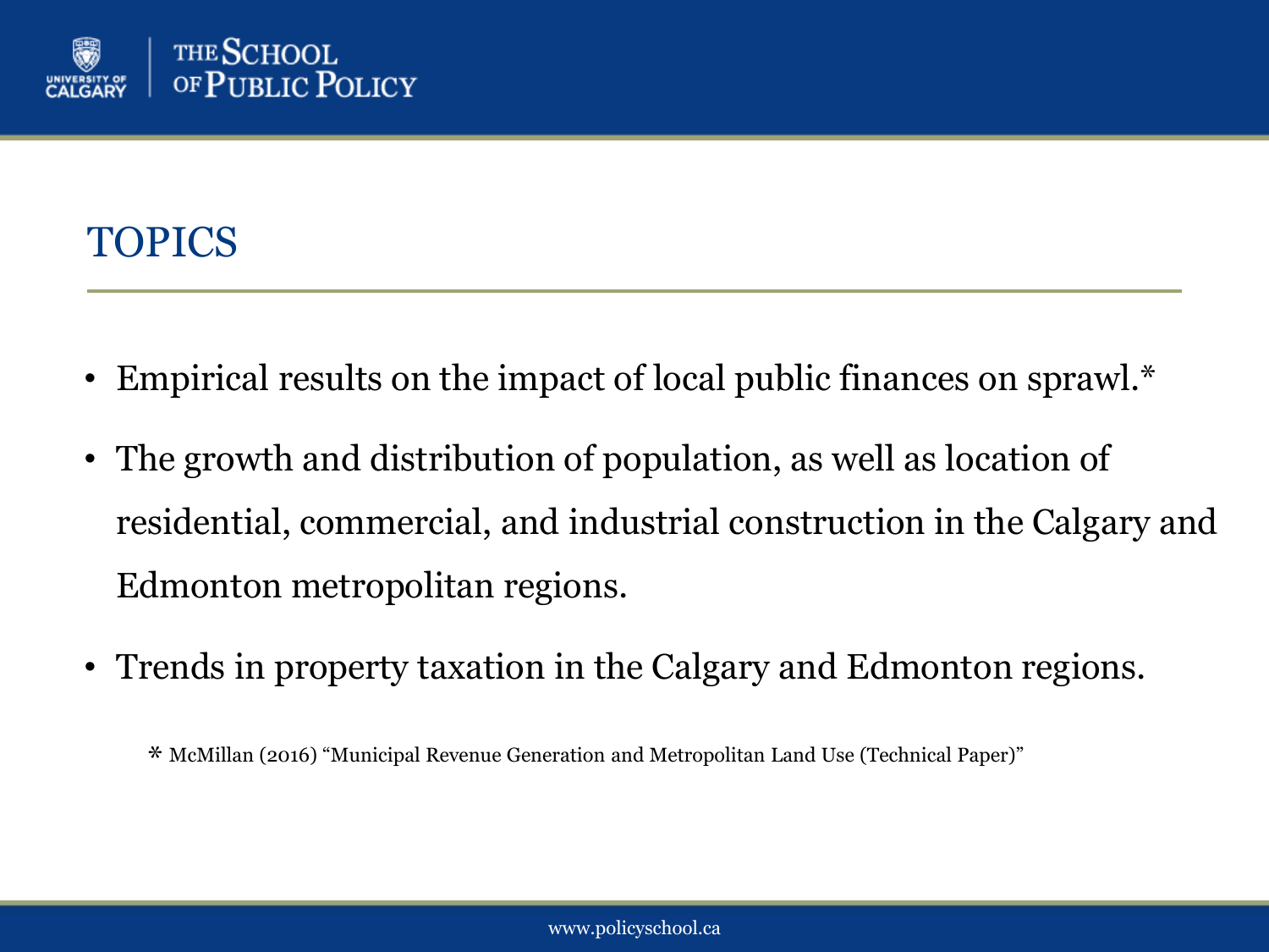# TOPICS

- Empirical results on the impact of local public finances on sprawl.*
- The growth and distribution of population, as well as location of residential, commercial, and industrial construction in the Calgary and Edmonton metropolitan regions.
- Trends in property taxation in the Calgary and Edmonton regions.

* McMillan (2016) "Municipal Revenue Generation and Metropolitan Land Use (Technical Paper)"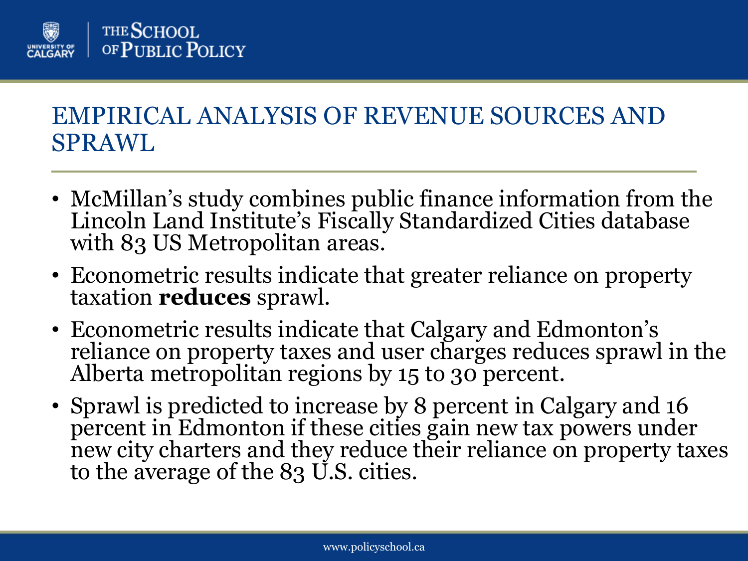# EMPIRICAL ANALYSIS OF REVENUE SOURCES AND SPRAWL

- McMillan’s study combines public finance information from the Lincoln Land Institute’s Fiscally Standardized Cities database with 83 US Metropolitan areas.
- Econometric results indicate that greater reliance on property taxation **reduces** sprawl.
- Econometric results indicate that Calgary and Edmonton’s reliance on property taxes and user charges reduces sprawl in the Alberta metropolitan regions by 15 to 30 percent.
- Sprawl is predicted to increase by 8 percent in Calgary and 16 percent in Edmonton if these cities gain new tax powers under new city charters and they reduce their reliance on property taxes to the average of the 83 U.S. cities.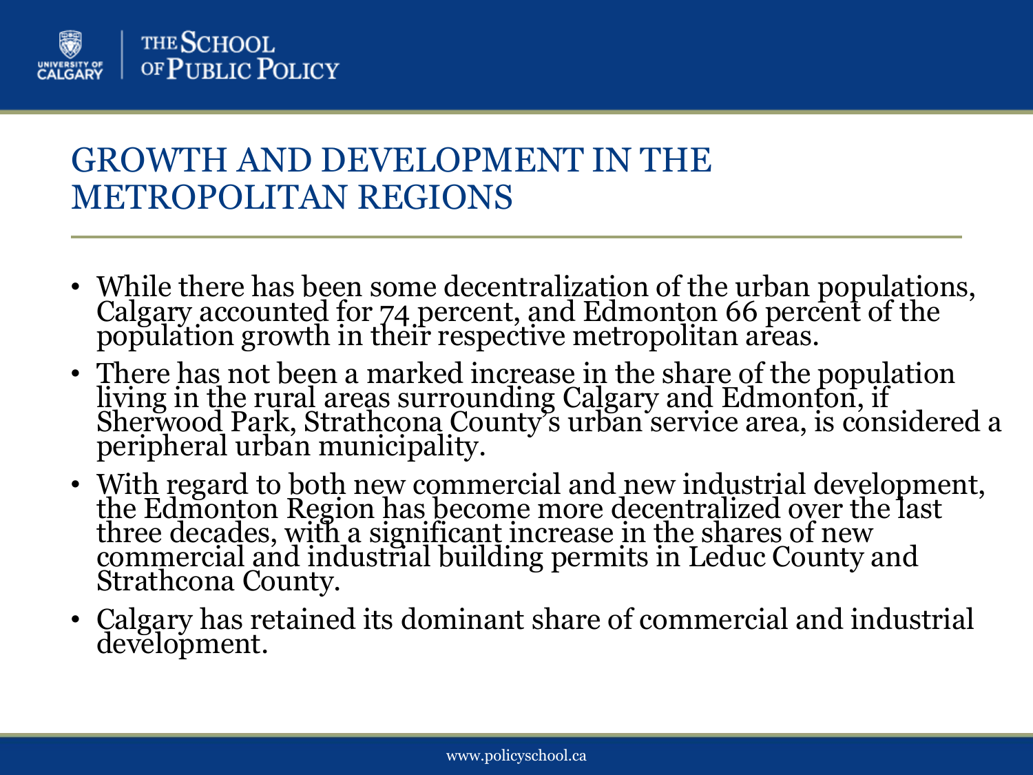# GROWTH AND DEVELOPMENT IN THE METROPOLITAN REGIONS

- While there has been some decentralization of the urban populations, Calgary accounted for 74 percent, and Edmonton 66 percent of the population growth in their respective metropolitan areas.
- There has not been a marked increase in the share of the population living in the rural areas surrounding Calgary and Edmonton, if Sherwood Park, Strathcona County's urban service area, is considered a peripheral urban municipality.
- With regard to both new commercial and new industrial development, the Edmonton Region has become more decentralized over the last three decades, with a significant increase in the shares of new commercial and industrial building permits in Leduc County and Strathcona County.
- Calgary has retained its dominant share of commercial and industrial development.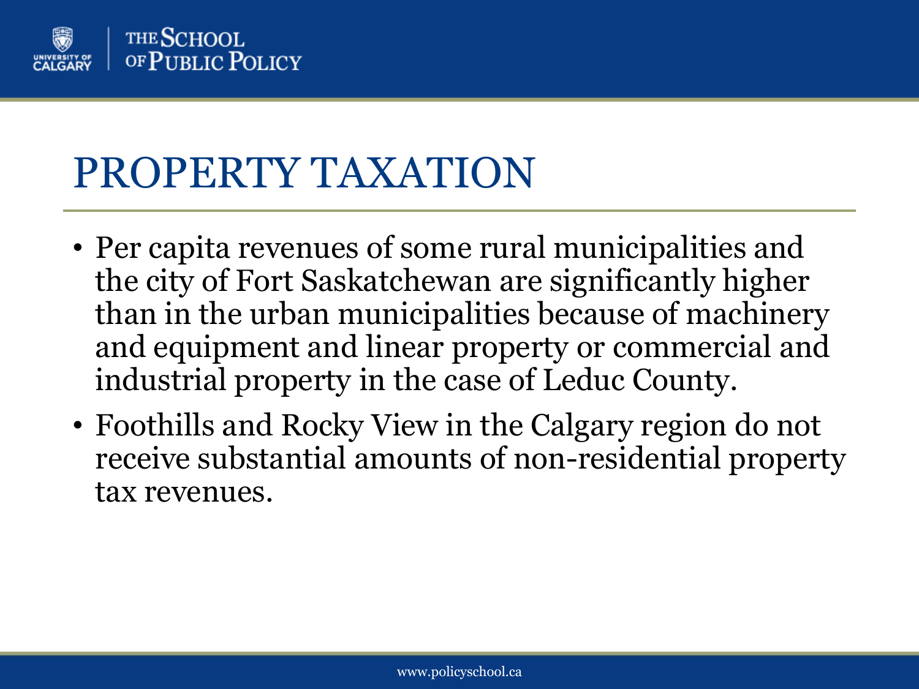# PROPERTY TAXATION

- Per capita revenues of some rural municipalities and the city of Fort Saskatchewan are significantly higher than in the urban municipalities because of machinery and equipment and linear property or commercial and industrial property in the case of Leduc County.
- Foothills and Rocky View in the Calgary region do not receive substantial amounts of non-residential property tax revenues.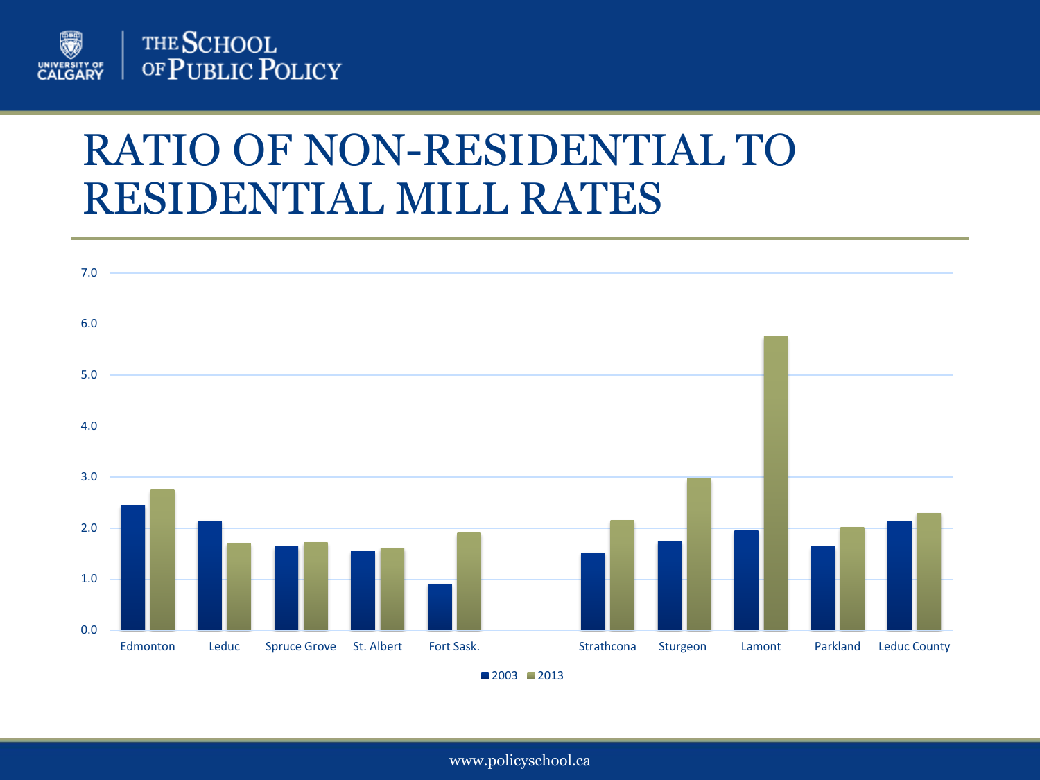# RATIO OF NON-RESIDENTIAL TO RESIDENTIAL MILL RATES

| | 2003 | 2013 |
|---|---|---|
| Edmonton | 2.45 | 2.75 |
| Leduc | 2.15 | 1.7 |
| Spruce Grove | 1.65 | 1.7 |
| St. Albert | 1.55 | 1.6 |
| Fort Sask. | 0.9 | 1.9 |
| Strathcona | 1.5 | 2.15 |
| Sturgeon | 1.75 | 2.95 |
| Lamont | 1.95 | 5.75 |
| Parkland | 1.65 | 2.0 |
| Leduc County | 2.15 | 2.3 |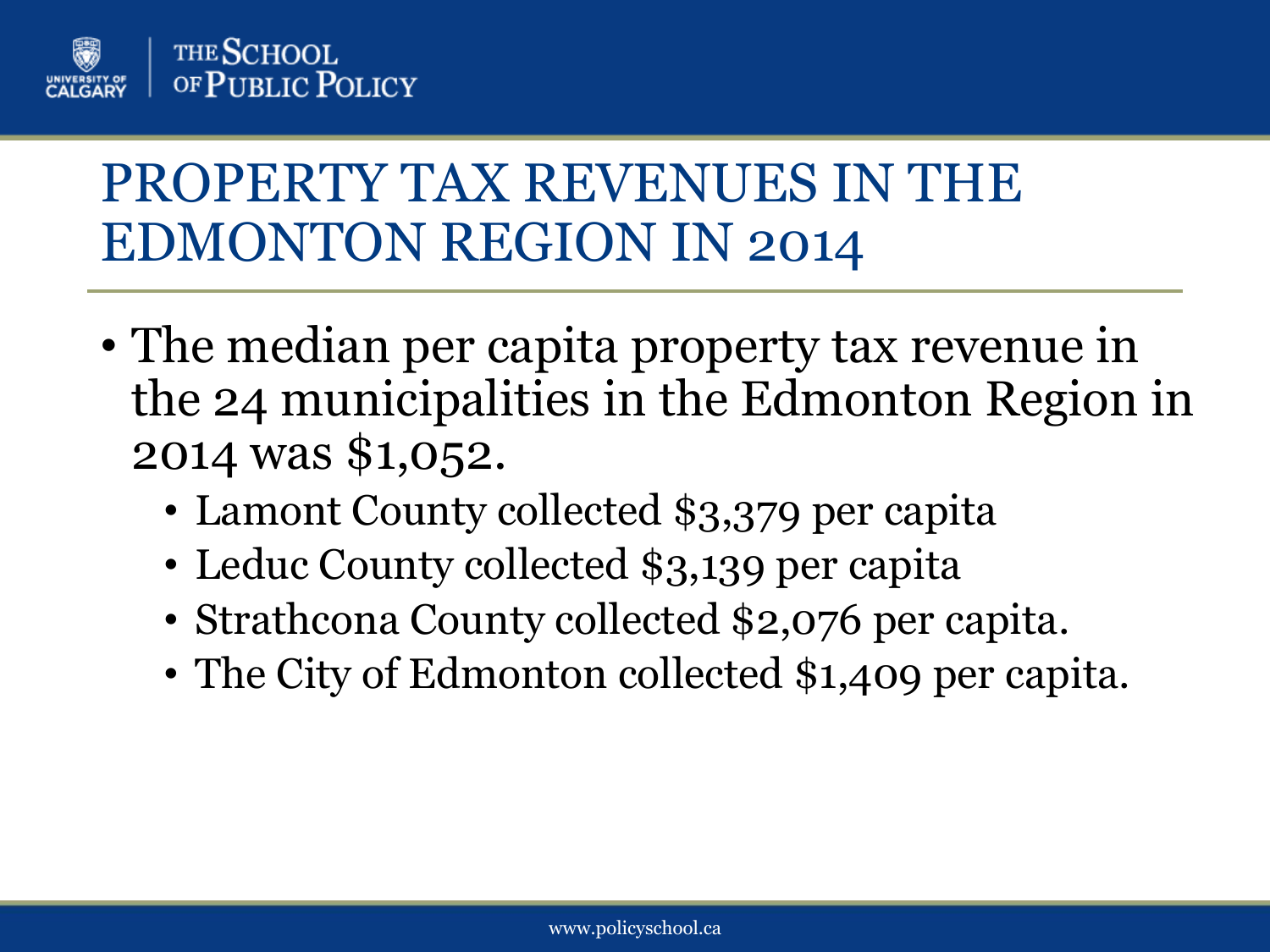# PROPERTY TAX REVENUES IN THE EDMONTON REGION IN 2014

- The median per capita property tax revenue in the 24 municipalities in the Edmonton Region in 2014 was $1,052.
  - Lamont County collected $3,379 per capita
  - Leduc County collected $3,139 per capita
  - Strathcona County collected $2,076 per capita.
  - The City of Edmonton collected $1,409 per capita.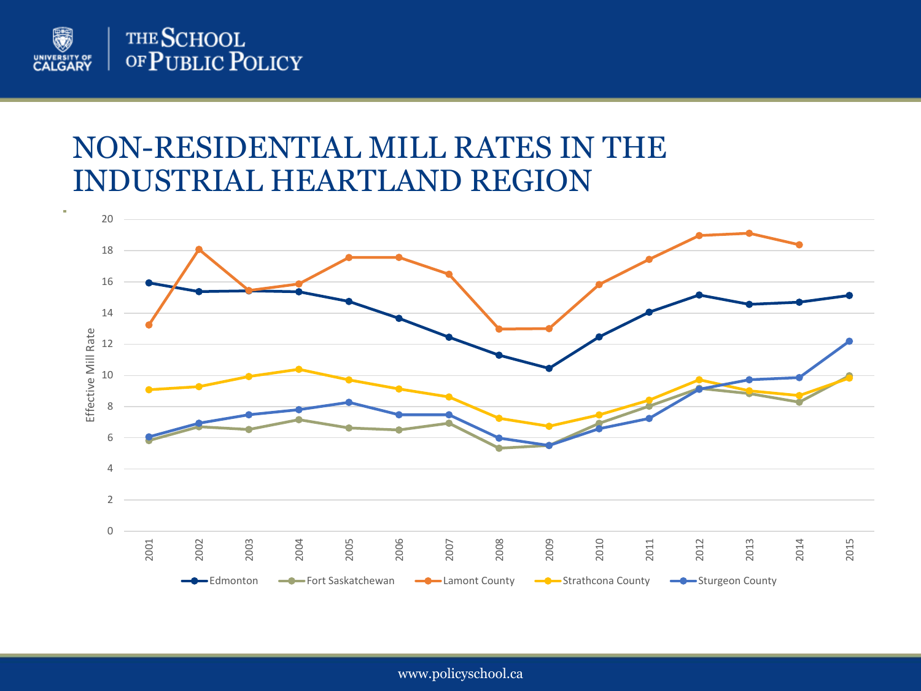# NON-RESIDENTIAL MILL RATES IN THE INDUSTRIAL HEARTLAND REGION

Effective Mill Rate

20
18
16
14
12
10
8
6
4
2
0

2001 2002 2003 2004 2005 2006 2007 2008 2009 2010 2011 2012 2013 2014 2015

Edmonton | Fort Saskatchewan | Lamont County | Strathcona County | Sturgeon County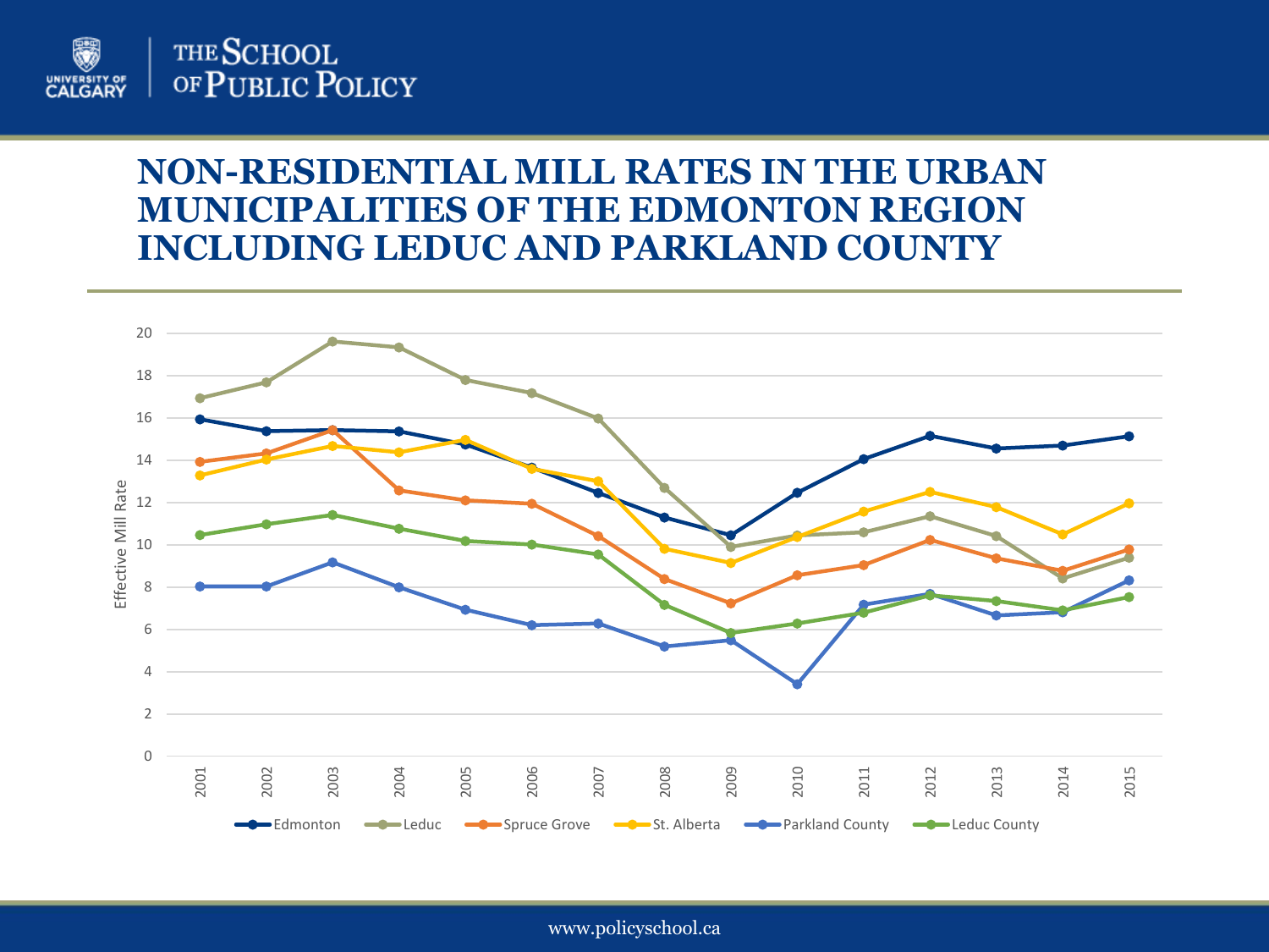# NON-RESIDENTIAL MILL RATES IN THE URBAN MUNICIPALITIES OF THE EDMONTON REGION INCLUDING LEDUC AND PARKLAND COUNTY

Effective Mill Rate

20
18
16
14
12
10
8
6
4
2
0

2001 2002 2003 2004 2005 2006 2007 2008 2009 2010 2011 2012 2013 2014 2015

Edmonton | Leduc | Spruce Grove | St. Alberta | Parkland County | Leduc County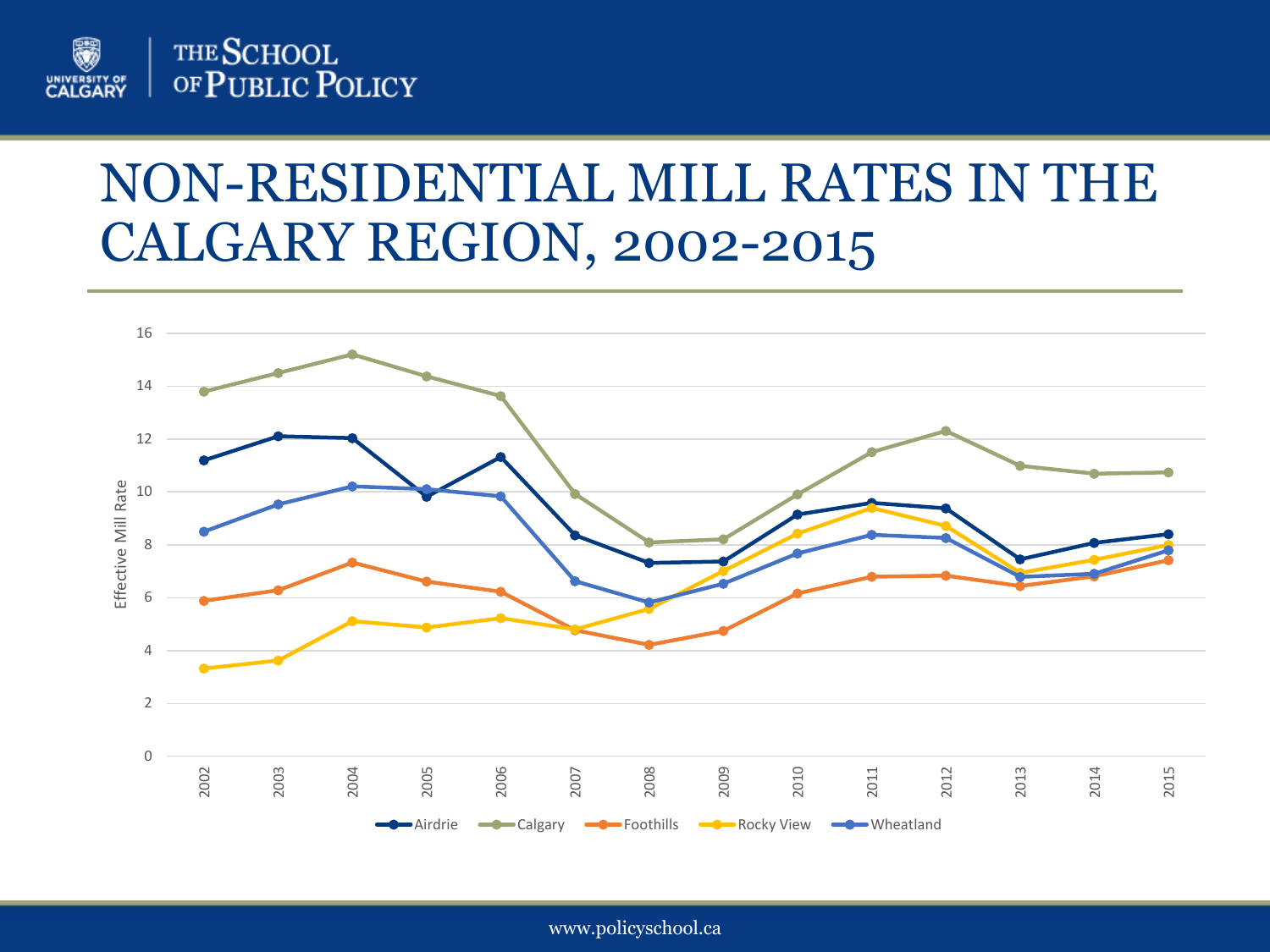# NON-RESIDENTIAL MILL RATES IN THE CALGARY REGION, 2002-2015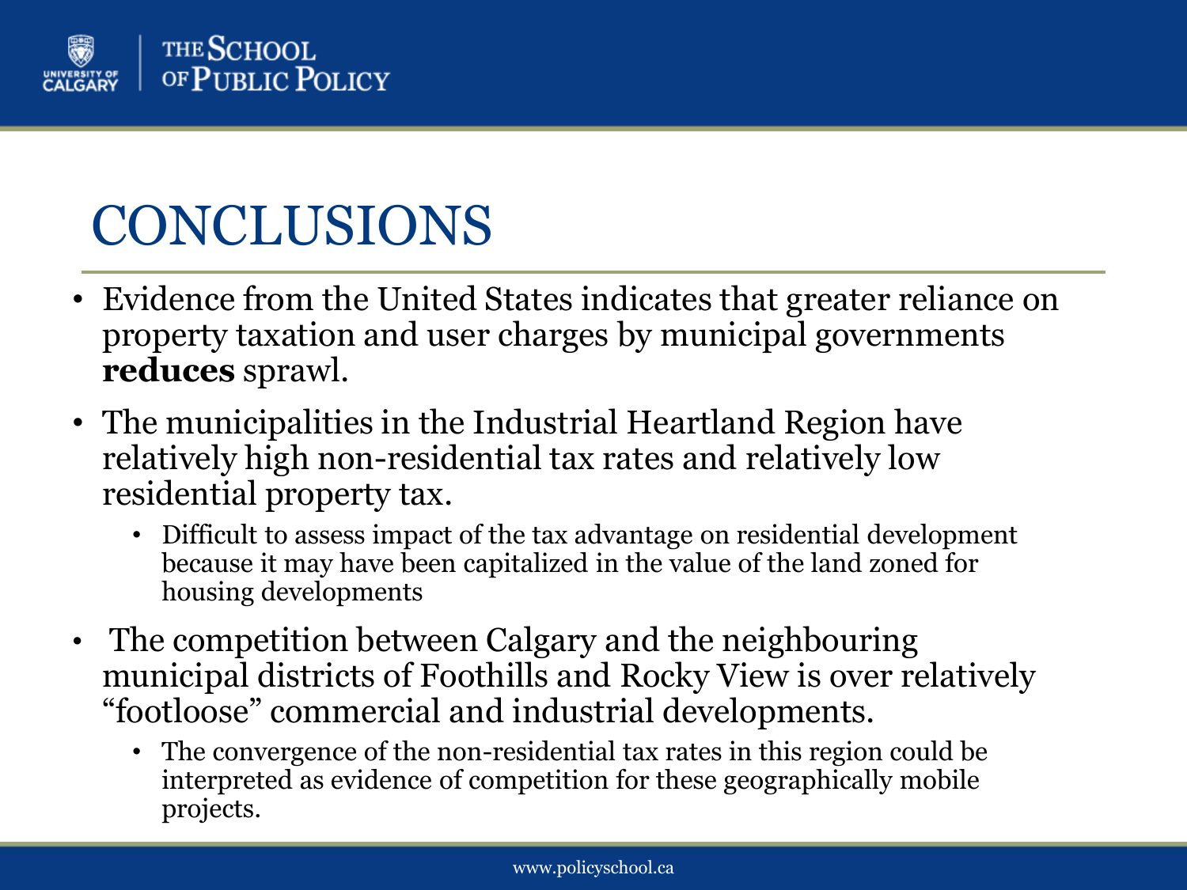# CONCLUSIONS

- Evidence from the United States indicates that greater reliance on property taxation and user charges by municipal governments **reduces** sprawl.
- The municipalities in the Industrial Heartland Region have relatively high non-residential tax rates and relatively low residential property tax.
  - Difficult to assess impact of the tax advantage on residential development because it may have been capitalized in the value of the land zoned for housing developments
- The competition between Calgary and the neighbouring municipal districts of Foothills and Rocky View is over relatively "footloose" commercial and industrial developments.
  - The convergence of the non-residential tax rates in this region could be interpreted as evidence of competition for these geographically mobile projects.